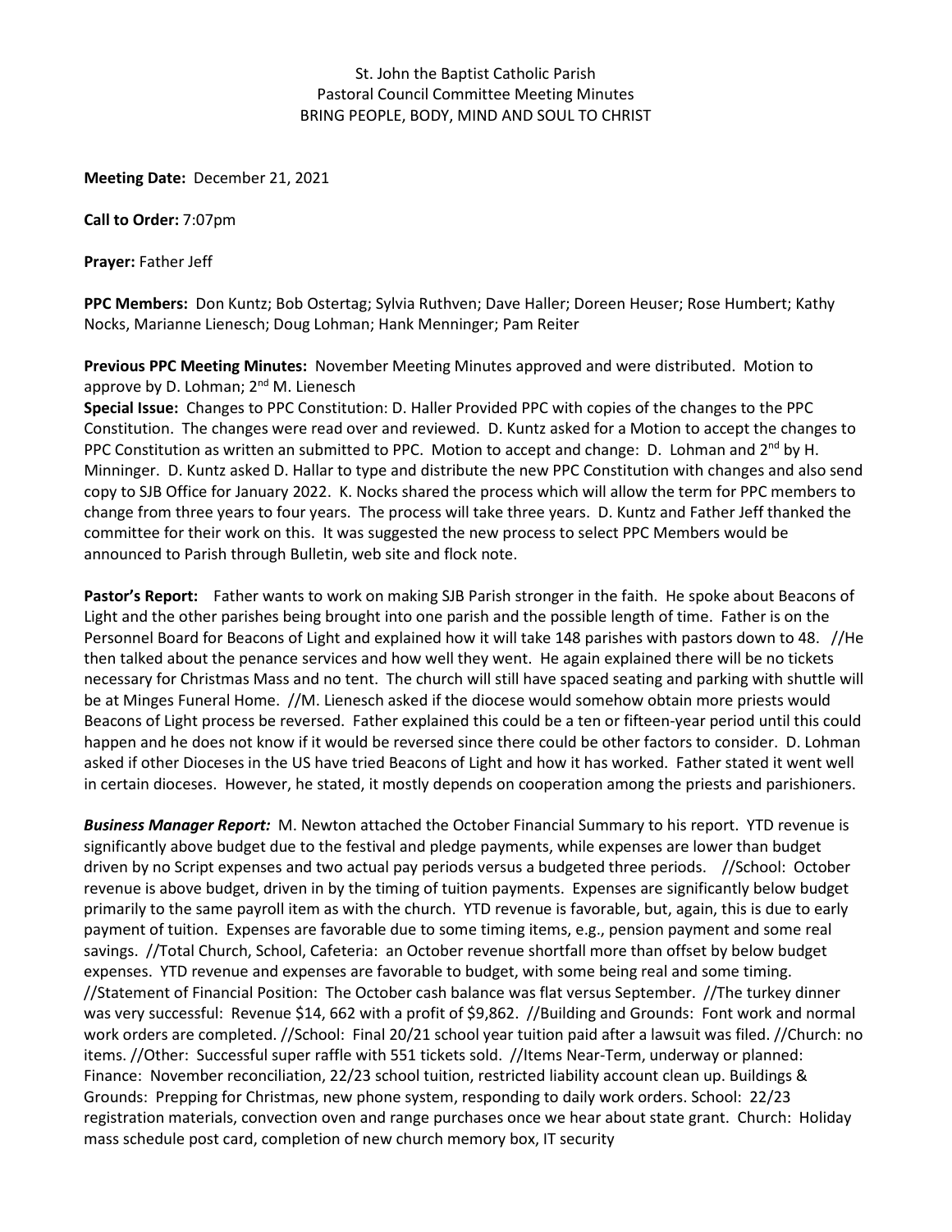St. John the Baptist Catholic Parish
Pastoral Council Committee Meeting Minutes
BRING PEOPLE, BODY, MIND AND SOUL TO CHRIST

**Meeting Date:** December 21, 2021

**Call to Order:** 7:07pm

**Prayer:** Father Jeff

**PPC Members:** Don Kuntz; Bob Ostertag; Sylvia Ruthven; Dave Haller; Doreen Heuser; Rose Humbert; Kathy Nocks, Marianne Lienesch; Doug Lohman; Hank Menninger; Pam Reiter

**Previous PPC Meeting Minutes:** November Meeting Minutes approved and were distributed. Motion to approve by D. Lohman; 2nd M. Lienesch

**Special Issue:** Changes to PPC Constitution: D. Haller Provided PPC with copies of the changes to the PPC Constitution. The changes were read over and reviewed. D. Kuntz asked for a Motion to accept the changes to PPC Constitution as written an submitted to PPC. Motion to accept and change: D. Lohman and 2nd by H. Minninger. D. Kuntz asked D. Hallar to type and distribute the new PPC Constitution with changes and also send copy to SJB Office for January 2022. K. Nocks shared the process which will allow the term for PPC members to change from three years to four years. The process will take three years. D. Kuntz and Father Jeff thanked the committee for their work on this. It was suggested the new process to select PPC Members would be announced to Parish through Bulletin, web site and flock note.

**Pastor's Report:** Father wants to work on making SJB Parish stronger in the faith. He spoke about Beacons of Light and the other parishes being brought into one parish and the possible length of time. Father is on the Personnel Board for Beacons of Light and explained how it will take 148 parishes with pastors down to 48. //He then talked about the penance services and how well they went. He again explained there will be no tickets necessary for Christmas Mass and no tent. The church will still have spaced seating and parking with shuttle will be at Minges Funeral Home. //M. Lienesch asked if the diocese would somehow obtain more priests would Beacons of Light process be reversed. Father explained this could be a ten or fifteen-year period until this could happen and he does not know if it would be reversed since there could be other factors to consider. D. Lohman asked if other Dioceses in the US have tried Beacons of Light and how it has worked. Father stated it went well in certain dioceses. However, he stated, it mostly depends on cooperation among the priests and parishioners.

***Business Manager Report:*** M. Newton attached the October Financial Summary to his report. YTD revenue is significantly above budget due to the festival and pledge payments, while expenses are lower than budget driven by no Script expenses and two actual pay periods versus a budgeted three periods. //School: October revenue is above budget, driven in by the timing of tuition payments. Expenses are significantly below budget primarily to the same payroll item as with the church. YTD revenue is favorable, but, again, this is due to early payment of tuition. Expenses are favorable due to some timing items, e.g., pension payment and some real savings. //Total Church, School, Cafeteria: an October revenue shortfall more than offset by below budget expenses. YTD revenue and expenses are favorable to budget, with some being real and some timing. //Statement of Financial Position: The October cash balance was flat versus September. //The turkey dinner was very successful: Revenue $14, 662 with a profit of $9,862. //Building and Grounds: Font work and normal work orders are completed. //School: Final 20/21 school year tuition paid after a lawsuit was filed. //Church: no items. //Other: Successful super raffle with 551 tickets sold. //Items Near-Term, underway or planned: Finance: November reconciliation, 22/23 school tuition, restricted liability account clean up. Buildings & Grounds: Prepping for Christmas, new phone system, responding to daily work orders. School: 22/23 registration materials, convection oven and range purchases once we hear about state grant. Church: Holiday mass schedule post card, completion of new church memory box, IT security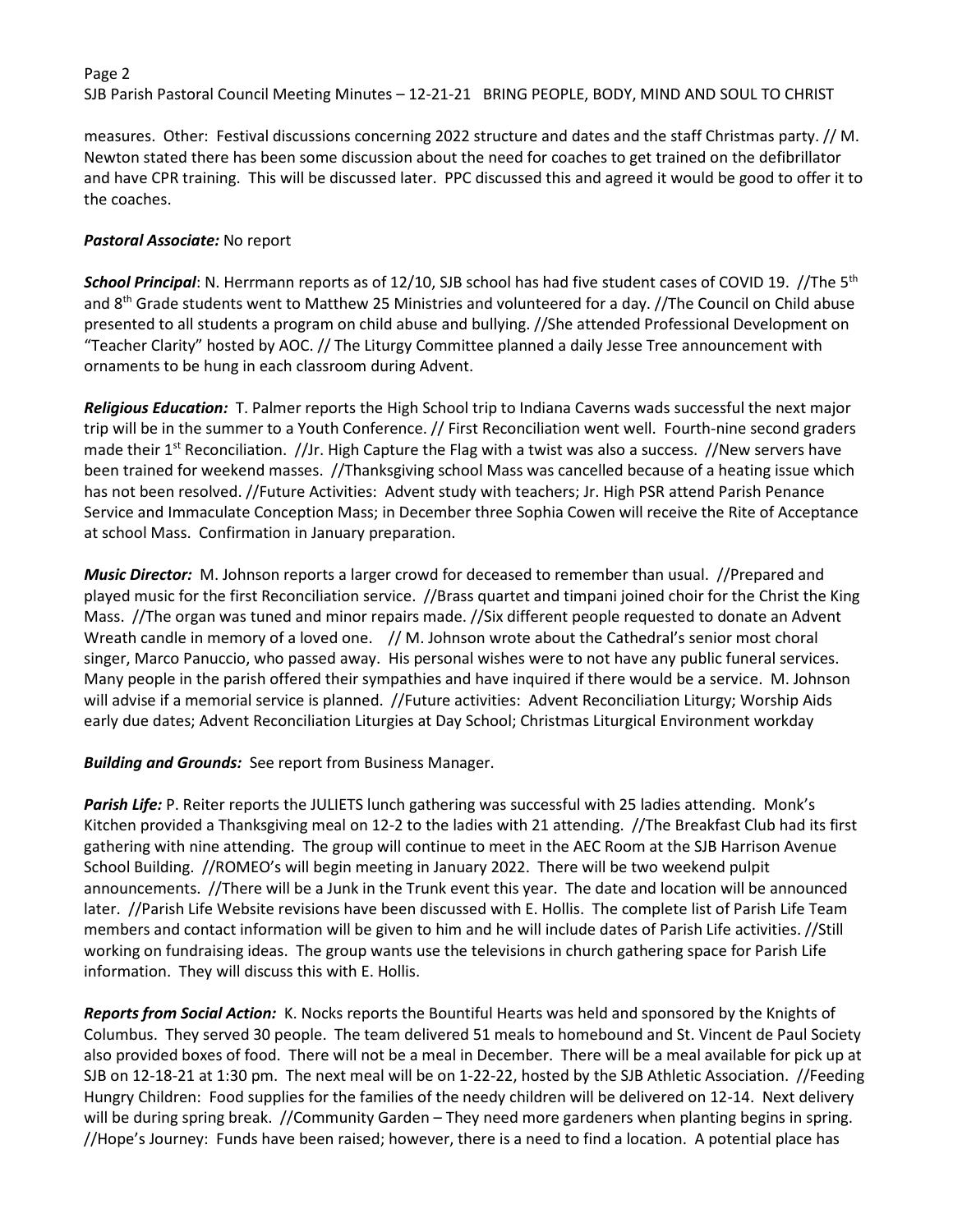measures. Other: Festival discussions concerning 2022 structure and dates and the staff Christmas party. // M. Newton stated there has been some discussion about the need for coaches to get trained on the defibrillator and have CPR training. This will be discussed later. PPC discussed this and agreed it would be good to offer it to the coaches.

***Pastoral Associate:*** No report

***School Principal***: N. Herrmann reports as of 12/10, SJB school has had five student cases of COVID 19. //The 5th and 8th Grade students went to Matthew 25 Ministries and volunteered for a day. //The Council on Child abuse presented to all students a program on child abuse and bullying. //She attended Professional Development on "Teacher Clarity" hosted by AOC. // The Liturgy Committee planned a daily Jesse Tree announcement with ornaments to be hung in each classroom during Advent.

***Religious Education:*** T. Palmer reports the High School trip to Indiana Caverns wads successful the next major trip will be in the summer to a Youth Conference. // First Reconciliation went well. Fourth-nine second graders made their 1st Reconciliation. //Jr. High Capture the Flag with a twist was also a success. //New servers have been trained for weekend masses. //Thanksgiving school Mass was cancelled because of a heating issue which has not been resolved. //Future Activities: Advent study with teachers; Jr. High PSR attend Parish Penance Service and Immaculate Conception Mass; in December three Sophia Cowen will receive the Rite of Acceptance at school Mass. Confirmation in January preparation.

***Music Director:*** M. Johnson reports a larger crowd for deceased to remember than usual. //Prepared and played music for the first Reconciliation service. //Brass quartet and timpani joined choir for the Christ the King Mass. //The organ was tuned and minor repairs made. //Six different people requested to donate an Advent Wreath candle in memory of a loved one. // M. Johnson wrote about the Cathedral's senior most choral singer, Marco Panuccio, who passed away. His personal wishes were to not have any public funeral services. Many people in the parish offered their sympathies and have inquired if there would be a service. M. Johnson will advise if a memorial service is planned. //Future activities: Advent Reconciliation Liturgy; Worship Aids early due dates; Advent Reconciliation Liturgies at Day School; Christmas Liturgical Environment workday

***Building and Grounds:*** See report from Business Manager.

***Parish Life:*** P. Reiter reports the JULIETS lunch gathering was successful with 25 ladies attending. Monk's Kitchen provided a Thanksgiving meal on 12-2 to the ladies with 21 attending. //The Breakfast Club had its first gathering with nine attending. The group will continue to meet in the AEC Room at the SJB Harrison Avenue School Building. //ROMEO's will begin meeting in January 2022. There will be two weekend pulpit announcements. //There will be a Junk in the Trunk event this year. The date and location will be announced later. //Parish Life Website revisions have been discussed with E. Hollis. The complete list of Parish Life Team members and contact information will be given to him and he will include dates of Parish Life activities. //Still working on fundraising ideas. The group wants use the televisions in church gathering space for Parish Life information. They will discuss this with E. Hollis.

***Reports from Social Action:*** K. Nocks reports the Bountiful Hearts was held and sponsored by the Knights of Columbus. They served 30 people. The team delivered 51 meals to homebound and St. Vincent de Paul Society also provided boxes of food. There will not be a meal in December. There will be a meal available for pick up at SJB on 12-18-21 at 1:30 pm. The next meal will be on 1-22-22, hosted by the SJB Athletic Association. //Feeding Hungry Children: Food supplies for the families of the needy children will be delivered on 12-14. Next delivery will be during spring break. //Community Garden – They need more gardeners when planting begins in spring. //Hope's Journey: Funds have been raised; however, there is a need to find a location. A potential place has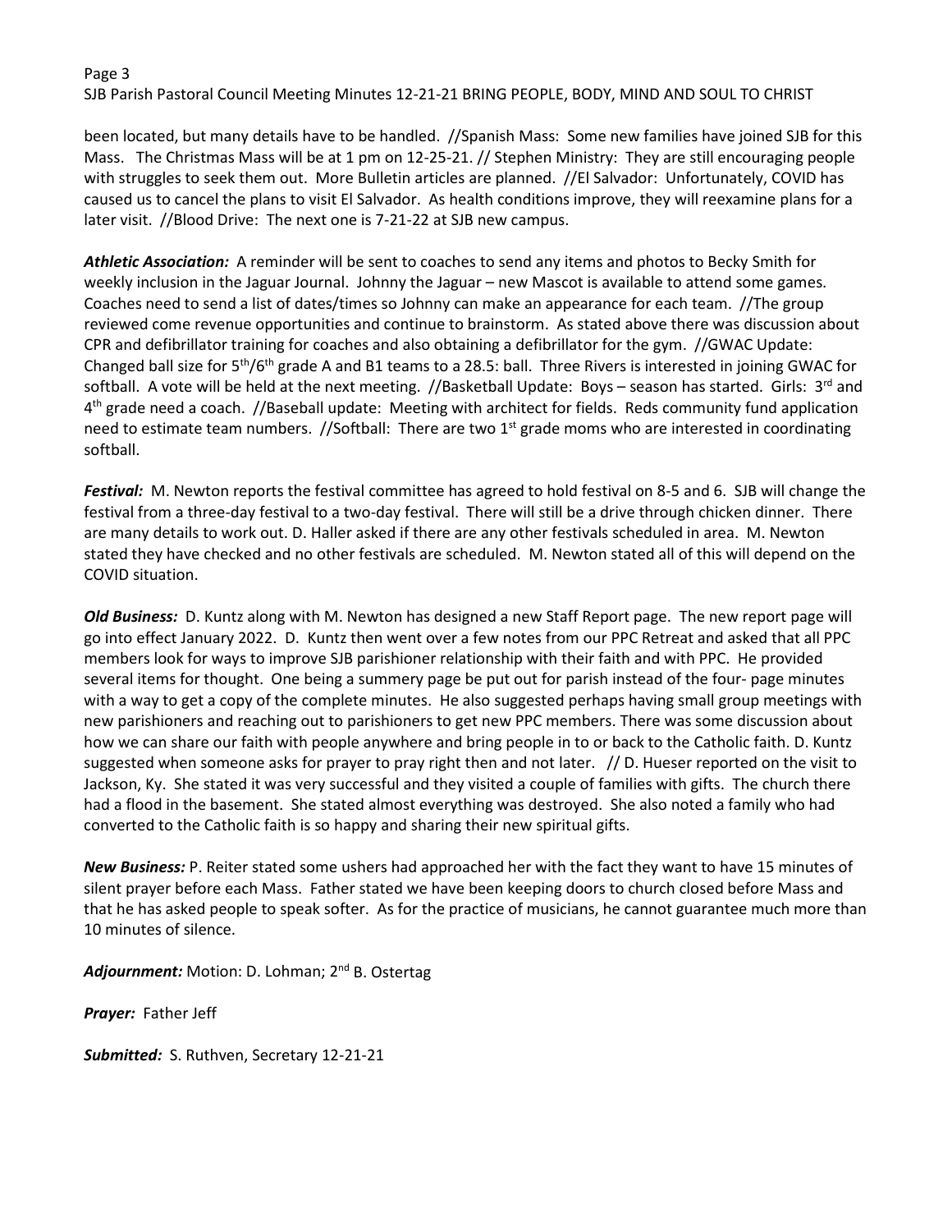been located, but many details have to be handled. //Spanish Mass: Some new families have joined SJB for this Mass. The Christmas Mass will be at 1 pm on 12-25-21. // Stephen Ministry: They are still encouraging people with struggles to seek them out. More Bulletin articles are planned. //El Salvador: Unfortunately, COVID has caused us to cancel the plans to visit El Salvador. As health conditions improve, they will reexamine plans for a later visit. //Blood Drive: The next one is 7-21-22 at SJB new campus.

***Athletic Association:*** A reminder will be sent to coaches to send any items and photos to Becky Smith for weekly inclusion in the Jaguar Journal. Johnny the Jaguar – new Mascot is available to attend some games. Coaches need to send a list of dates/times so Johnny can make an appearance for each team. //The group reviewed come revenue opportunities and continue to brainstorm. As stated above there was discussion about CPR and defibrillator training for coaches and also obtaining a defibrillator for the gym. //GWAC Update: Changed ball size for 5th/6th grade A and B1 teams to a 28.5: ball. Three Rivers is interested in joining GWAC for softball. A vote will be held at the next meeting. //Basketball Update: Boys – season has started. Girls: 3rd and 4th grade need a coach. //Baseball update: Meeting with architect for fields. Reds community fund application need to estimate team numbers. //Softball: There are two 1st grade moms who are interested in coordinating softball.

***Festival:*** M. Newton reports the festival committee has agreed to hold festival on 8-5 and 6. SJB will change the festival from a three-day festival to a two-day festival. There will still be a drive through chicken dinner. There are many details to work out. D. Haller asked if there are any other festivals scheduled in area. M. Newton stated they have checked and no other festivals are scheduled. M. Newton stated all of this will depend on the COVID situation.

***Old Business:*** D. Kuntz along with M. Newton has designed a new Staff Report page. The new report page will go into effect January 2022. D. Kuntz then went over a few notes from our PPC Retreat and asked that all PPC members look for ways to improve SJB parishioner relationship with their faith and with PPC. He provided several items for thought. One being a summery page be put out for parish instead of the four- page minutes with a way to get a copy of the complete minutes. He also suggested perhaps having small group meetings with new parishioners and reaching out to parishioners to get new PPC members. There was some discussion about how we can share our faith with people anywhere and bring people in to or back to the Catholic faith. D. Kuntz suggested when someone asks for prayer to pray right then and not later. // D. Hueser reported on the visit to Jackson, Ky. She stated it was very successful and they visited a couple of families with gifts. The church there had a flood in the basement. She stated almost everything was destroyed. She also noted a family who had converted to the Catholic faith is so happy and sharing their new spiritual gifts.

***New Business:*** P. Reiter stated some ushers had approached her with the fact they want to have 15 minutes of silent prayer before each Mass. Father stated we have been keeping doors to church closed before Mass and that he has asked people to speak softer. As for the practice of musicians, he cannot guarantee much more than 10 minutes of silence.

***Adjournment:*** Motion: D. Lohman; 2nd B. Ostertag

***Prayer:*** Father Jeff

***Submitted:*** S. Ruthven, Secretary 12-21-21